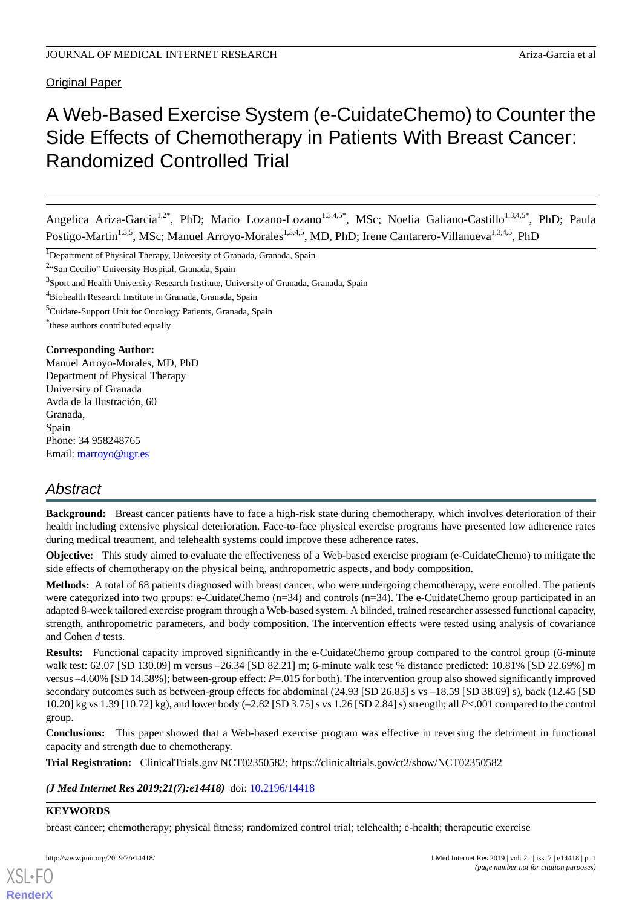Original Paper

# A Web-Based Exercise System (e-CuidateChemo) to Counter the Side Effects of Chemotherapy in Patients With Breast Cancer: Randomized Controlled Trial

Angelica Ariza-Garcia[1,2*], PhD; Mario Lozano-Lozano[1,3,4,5*], MSc; Noelia Galiano-Castillo[1,3,4,5*], PhD; Paula Postigo-Martin[1,3,5], MSc; Manuel Arroyo-Morales[1,3,4,5], MD, PhD; Irene Cantarero-Villanueva[1,3,4,5], PhD

[1]Department of Physical Therapy, University of Granada, Granada, Spain

[2]"San Cecilio" University Hospital, Granada, Spain

[3]Sport and Health University Research Institute, University of Granada, Granada, Spain

[4]Biohealth Research Institute in Granada, Granada, Spain

[5]Cuídate-Support Unit for Oncology Patients, Granada, Spain

[*]these authors contributed equally

**Corresponding Author:**
Manuel Arroyo-Morales, MD, PhD
Department of Physical Therapy
University of Granada
Avda de la Ilustración, 60
Granada,
Spain
Phone: 34 958248765
Email: marroyo@ugr.es

## Abstract

**Background:** Breast cancer patients have to face a high-risk state during chemotherapy, which involves deterioration of their health including extensive physical deterioration. Face-to-face physical exercise programs have presented low adherence rates during medical treatment, and telehealth systems could improve these adherence rates.

**Objective:** This study aimed to evaluate the effectiveness of a Web-based exercise program (e-CuidateChemo) to mitigate the side effects of chemotherapy on the physical being, anthropometric aspects, and body composition.

**Methods:** A total of 68 patients diagnosed with breast cancer, who were undergoing chemotherapy, were enrolled. The patients were categorized into two groups: e-CuidateChemo (n=34) and controls (n=34). The e-CuidateChemo group participated in an adapted 8-week tailored exercise program through a Web-based system. A blinded, trained researcher assessed functional capacity, strength, anthropometric parameters, and body composition. The intervention effects were tested using analysis of covariance and Cohen *d* tests.

**Results:** Functional capacity improved significantly in the e-CuidateChemo group compared to the control group (6-minute walk test: 62.07 [SD 130.09] m versus –26.34 [SD 82.21] m; 6-minute walk test % distance predicted: 10.81% [SD 22.69%] m versus –4.60% [SD 14.58%]; between-group effect: *P*=.015 for both). The intervention group also showed significantly improved secondary outcomes such as between-group effects for abdominal (24.93 [SD 26.83] s vs –18.59 [SD 38.69] s), back (12.45 [SD 10.20] kg vs 1.39 [10.72] kg), and lower body (–2.82 [SD 3.75] s vs 1.26 [SD 2.84] s) strength; all *P*<.001 compared to the control group.

**Conclusions:** This paper showed that a Web-based exercise program was effective in reversing the detriment in functional capacity and strength due to chemotherapy.

**Trial Registration:** ClinicalTrials.gov NCT02350582; https://clinicaltrials.gov/ct2/show/NCT02350582

*(J Med Internet Res 2019;21(7):e14418)* doi: 10.2196/14418

**KEYWORDS**

breast cancer; chemotherapy; physical fitness; randomized control trial; telehealth; e-health; therapeutic exercise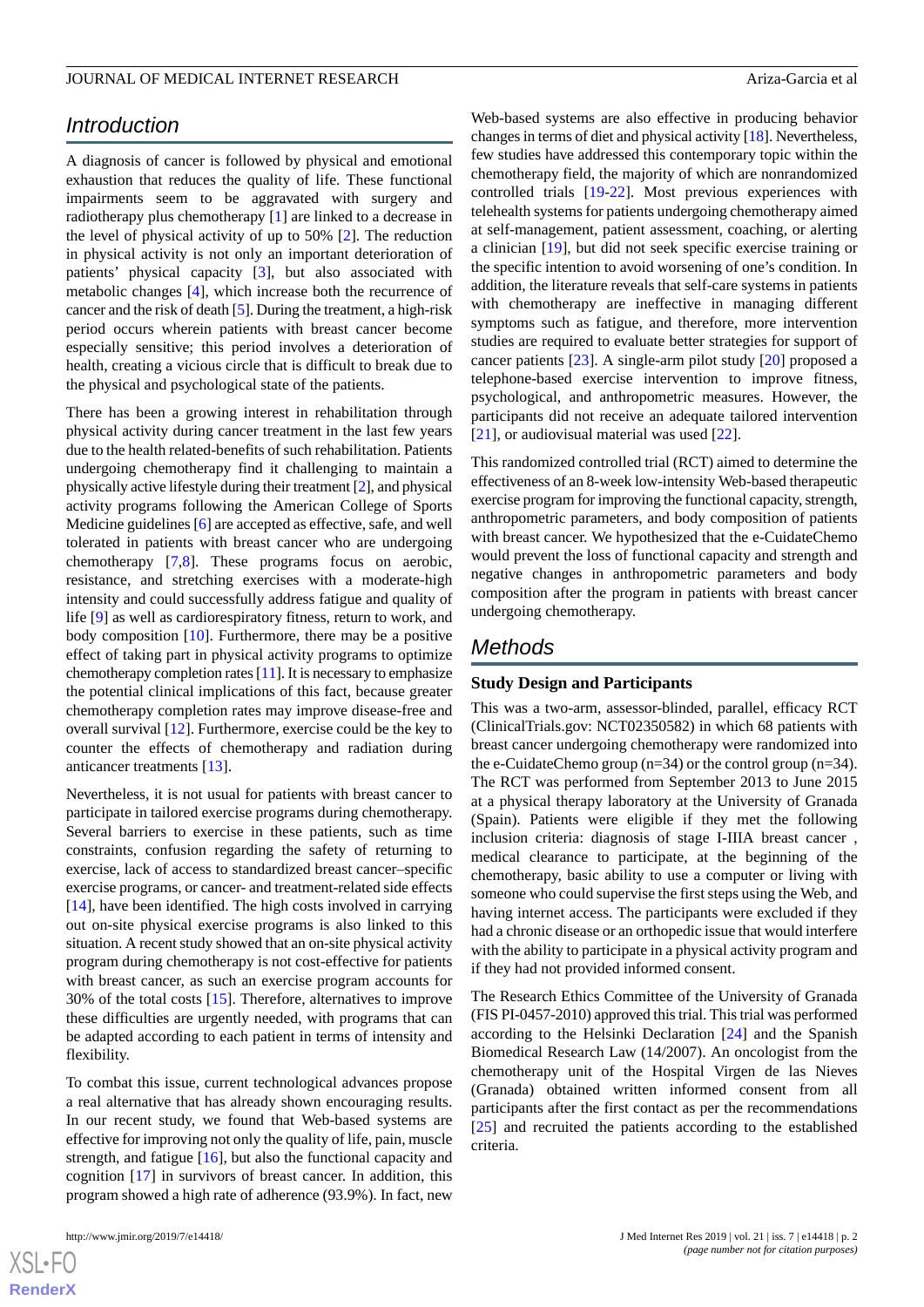## Introduction

A diagnosis of cancer is followed by physical and emotional exhaustion that reduces the quality of life. These functional impairments seem to be aggravated with surgery and radiotherapy plus chemotherapy [1] are linked to a decrease in the level of physical activity of up to 50% [2]. The reduction in physical activity is not only an important deterioration of patients' physical capacity [3], but also associated with metabolic changes [4], which increase both the recurrence of cancer and the risk of death [5]. During the treatment, a high-risk period occurs wherein patients with breast cancer become especially sensitive; this period involves a deterioration of health, creating a vicious circle that is difficult to break due to the physical and psychological state of the patients.

There has been a growing interest in rehabilitation through physical activity during cancer treatment in the last few years due to the health related-benefits of such rehabilitation. Patients undergoing chemotherapy find it challenging to maintain a physically active lifestyle during their treatment [2], and physical activity programs following the American College of Sports Medicine guidelines [6] are accepted as effective, safe, and well tolerated in patients with breast cancer who are undergoing chemotherapy [7,8]. These programs focus on aerobic, resistance, and stretching exercises with a moderate-high intensity and could successfully address fatigue and quality of life [9] as well as cardiorespiratory fitness, return to work, and body composition [10]. Furthermore, there may be a positive effect of taking part in physical activity programs to optimize chemotherapy completion rates [11]. It is necessary to emphasize the potential clinical implications of this fact, because greater chemotherapy completion rates may improve disease-free and overall survival [12]. Furthermore, exercise could be the key to counter the effects of chemotherapy and radiation during anticancer treatments [13].

Nevertheless, it is not usual for patients with breast cancer to participate in tailored exercise programs during chemotherapy. Several barriers to exercise in these patients, such as time constraints, confusion regarding the safety of returning to exercise, lack of access to standardized breast cancer–specific exercise programs, or cancer- and treatment-related side effects [14], have been identified. The high costs involved in carrying out on-site physical exercise programs is also linked to this situation. A recent study showed that an on-site physical activity program during chemotherapy is not cost-effective for patients with breast cancer, as such an exercise program accounts for 30% of the total costs [15]. Therefore, alternatives to improve these difficulties are urgently needed, with programs that can be adapted according to each patient in terms of intensity and flexibility.

To combat this issue, current technological advances propose a real alternative that has already shown encouraging results. In our recent study, we found that Web-based systems are effective for improving not only the quality of life, pain, muscle strength, and fatigue [16], but also the functional capacity and cognition [17] in survivors of breast cancer. In addition, this program showed a high rate of adherence (93.9%). In fact, new Web-based systems are also effective in producing behavior changes in terms of diet and physical activity [18]. Nevertheless, few studies have addressed this contemporary topic within the chemotherapy field, the majority of which are nonrandomized controlled trials [19-22]. Most previous experiences with telehealth systems for patients undergoing chemotherapy aimed at self-management, patient assessment, coaching, or alerting a clinician [19], but did not seek specific exercise training or the specific intention to avoid worsening of one's condition. In addition, the literature reveals that self-care systems in patients with chemotherapy are ineffective in managing different symptoms such as fatigue, and therefore, more intervention studies are required to evaluate better strategies for support of cancer patients [23]. A single-arm pilot study [20] proposed a telephone-based exercise intervention to improve fitness, psychological, and anthropometric measures. However, the participants did not receive an adequate tailored intervention [21], or audiovisual material was used [22].

This randomized controlled trial (RCT) aimed to determine the effectiveness of an 8-week low-intensity Web-based therapeutic exercise program for improving the functional capacity, strength, anthropometric parameters, and body composition of patients with breast cancer. We hypothesized that the e-CuidateChemo would prevent the loss of functional capacity and strength and negative changes in anthropometric parameters and body composition after the program in patients with breast cancer undergoing chemotherapy.

## Methods

### Study Design and Participants

This was a two-arm, assessor-blinded, parallel, efficacy RCT (ClinicalTrials.gov: NCT02350582) in which 68 patients with breast cancer undergoing chemotherapy were randomized into the e-CuidateChemo group (n=34) or the control group (n=34). The RCT was performed from September 2013 to June 2015 at a physical therapy laboratory at the University of Granada (Spain). Patients were eligible if they met the following inclusion criteria: diagnosis of stage I-IIIA breast cancer , medical clearance to participate, at the beginning of the chemotherapy, basic ability to use a computer or living with someone who could supervise the first steps using the Web, and having internet access. The participants were excluded if they had a chronic disease or an orthopedic issue that would interfere with the ability to participate in a physical activity program and if they had not provided informed consent.

The Research Ethics Committee of the University of Granada (FIS PI-0457-2010) approved this trial. This trial was performed according to the Helsinki Declaration [24] and the Spanish Biomedical Research Law (14/2007). An oncologist from the chemotherapy unit of the Hospital Virgen de las Nieves (Granada) obtained written informed consent from all participants after the first contact as per the recommendations [25] and recruited the patients according to the established criteria.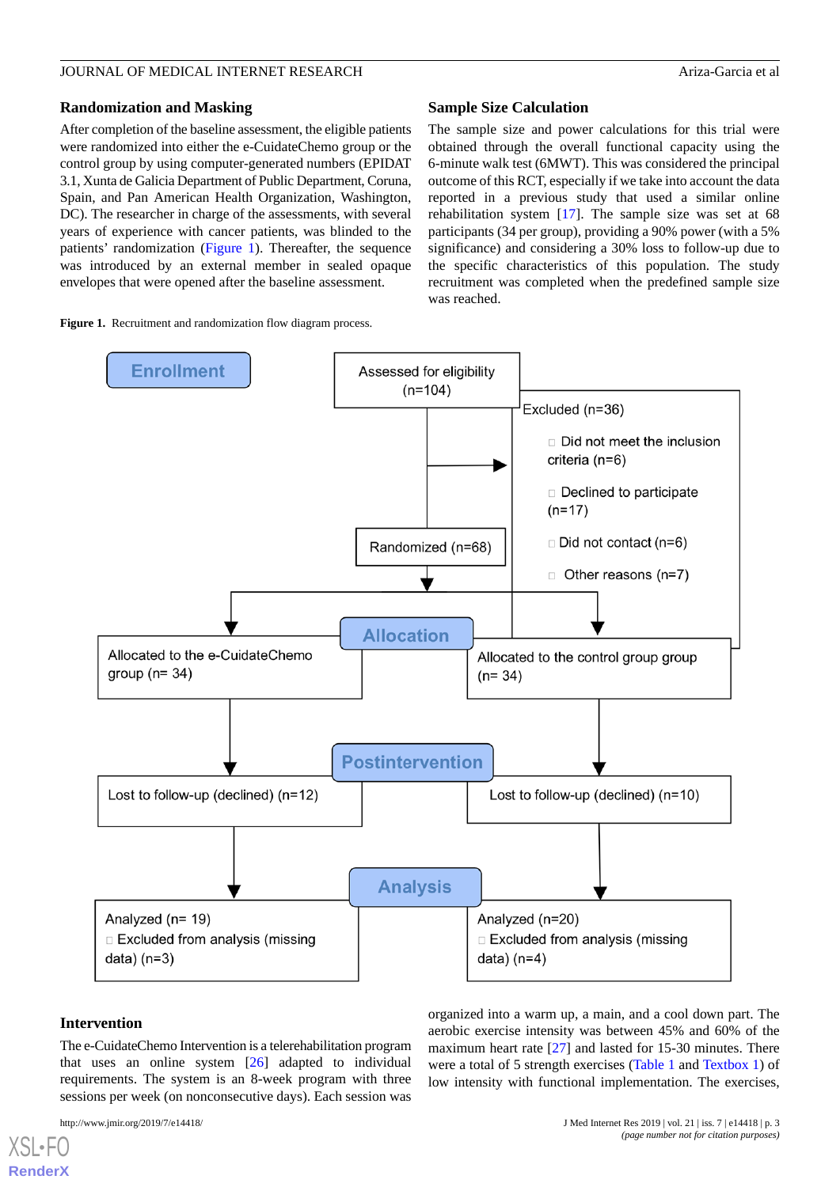### Randomization and Masking

After completion of the baseline assessment, the eligible patients were randomized into either the e-CuidateChemo group or the control group by using computer-generated numbers (EPIDAT 3.1, Xunta de Galicia Department of Public Department, Coruna, Spain, and Pan American Health Organization, Washington, DC). The researcher in charge of the assessments, with several years of experience with cancer patients, was blinded to the patients' randomization (Figure 1). Thereafter, the sequence was introduced by an external member in sealed opaque envelopes that were opened after the baseline assessment.

### Sample Size Calculation

The sample size and power calculations for this trial were obtained through the overall functional capacity using the 6-minute walk test (6MWT). This was considered the principal outcome of this RCT, especially if we take into account the data reported in a previous study that used a similar online rehabilitation system [17]. The sample size was set at 68 participants (34 per group), providing a 90% power (with a 5% significance) and considering a 30% loss to follow-up due to the specific characteristics of this population. The study recruitment was completed when the predefined sample size was reached.

**Figure 1.** Recruitment and randomization flow diagram process.

Enrollment

Assessed for eligibility (n=104)

Excluded (n=36)
- Did not meet the inclusion criteria (n=6)
- Declined to participate (n=17)
- Did not contact (n=6)
- Other reasons (n=7)

Randomized (n=68)

Allocation

Allocated to the e-CuidateChemo group (n= 34)

Allocated to the control group group (n= 34)

Postintervention

Lost to follow-up (declined) (n=12)

Lost to follow-up (declined) (n=10)

Analysis

Analyzed (n= 19)
- Excluded from analysis (missing data) (n=3)

Analyzed (n=20)
- Excluded from analysis (missing data) (n=4)

### Intervention

The e-CuidateChemo Intervention is a telerehabilitation program that uses an online system [26] adapted to individual requirements. The system is an 8-week program with three sessions per week (on nonconsecutive days). Each session was organized into a warm up, a main, and a cool down part. The aerobic exercise intensity was between 45% and 60% of the maximum heart rate [27] and lasted for 15-30 minutes. There were a total of 5 strength exercises (Table 1 and Textbox 1) of low intensity with functional implementation. The exercises,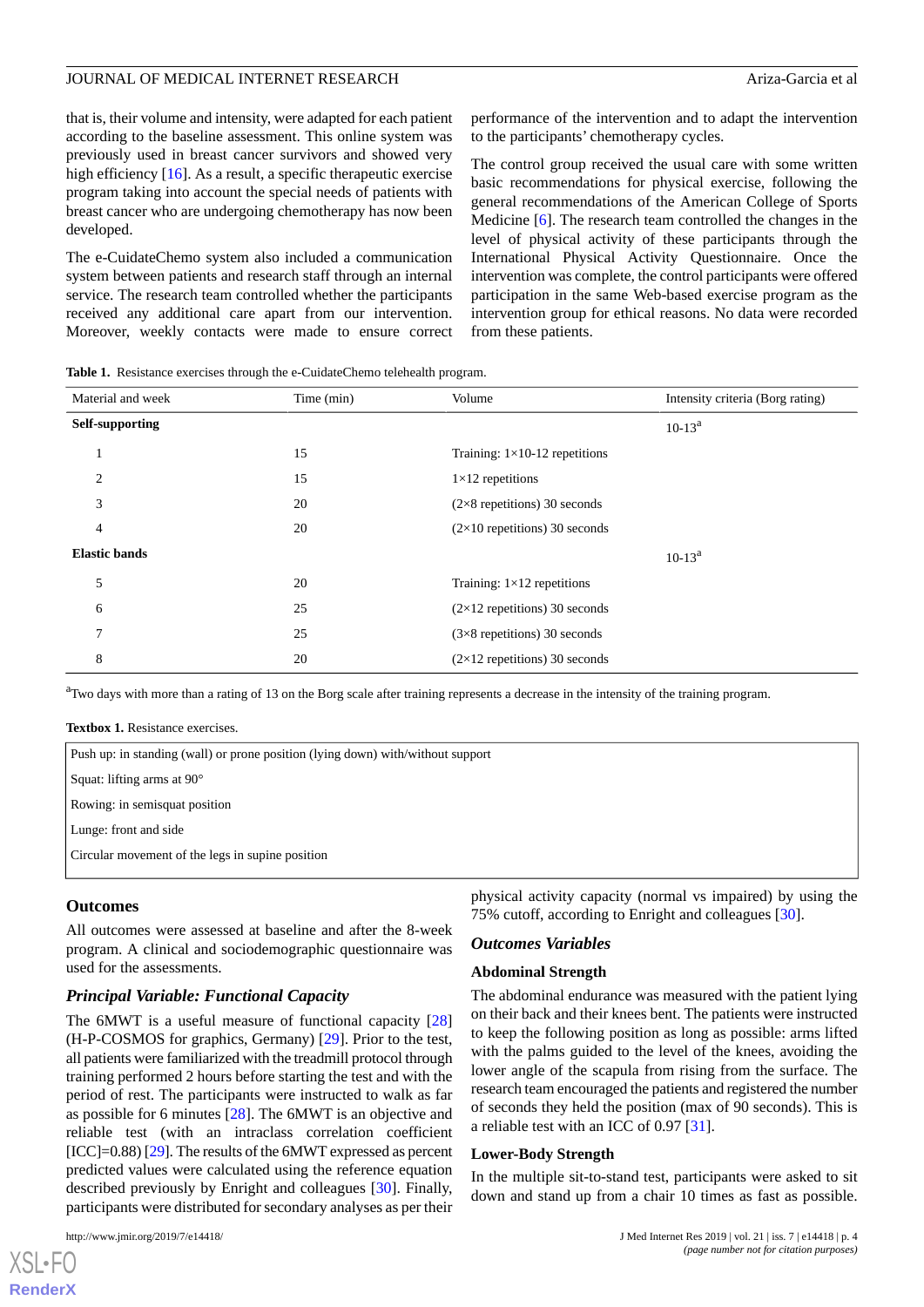that is, their volume and intensity, were adapted for each patient according to the baseline assessment. This online system was previously used in breast cancer survivors and showed very high efficiency [16]. As a result, a specific therapeutic exercise program taking into account the special needs of patients with breast cancer who are undergoing chemotherapy has now been developed.

The e-CuidateChemo system also included a communication system between patients and research staff through an internal service. The research team controlled whether the participants received any additional care apart from our intervention. Moreover, weekly contacts were made to ensure correct performance of the intervention and to adapt the intervention to the participants' chemotherapy cycles.

The control group received the usual care with some written basic recommendations for physical exercise, following the general recommendations of the American College of Sports Medicine [6]. The research team controlled the changes in the level of physical activity of these participants through the International Physical Activity Questionnaire. Once the intervention was complete, the control participants were offered participation in the same Web-based exercise program as the intervention group for ethical reasons. No data were recorded from these patients.

**Table 1.** Resistance exercises through the e-CuidateChemo telehealth program.

| Material and week | Time (min) | Volume | Intensity criteria (Borg rating) |
|---|---|---|---|
| **Self-supporting** | | | 10-13[a] |
| 1 | 15 | Training: 1×10-12 repetitions | |
| 2 | 15 | 1×12 repetitions | |
| 3 | 20 | (2×8 repetitions) 30 seconds | |
| 4 | 20 | (2×10 repetitions) 30 seconds | |
| **Elastic bands** | | | 10-13[a] |
| 5 | 20 | Training: 1×12 repetitions | |
| 6 | 25 | (2×12 repetitions) 30 seconds | |
| 7 | 25 | (3×8 repetitions) 30 seconds | |
| 8 | 20 | (2×12 repetitions) 30 seconds | |

[a]Two days with more than a rating of 13 on the Borg scale after training represents a decrease in the intensity of the training program.

**Textbox 1.** Resistance exercises.

- Push up: in standing (wall) or prone position (lying down) with/without support
- Squat: lifting arms at 90°
- Rowing: in semisquat position
- Lunge: front and side
- Circular movement of the legs in supine position

## Outcomes

All outcomes were assessed at baseline and after the 8-week program. A clinical and sociodemographic questionnaire was used for the assessments.

### *Principal Variable: Functional Capacity*

The 6MWT is a useful measure of functional capacity [28] (H-P-COSMOS for graphics, Germany) [29]. Prior to the test, all patients were familiarized with the treadmill protocol through training performed 2 hours before starting the test and with the period of rest. The participants were instructed to walk as far as possible for 6 minutes [28]. The 6MWT is an objective and reliable test (with an intraclass correlation coefficient [ICC]=0.88) [29]. The results of the 6MWT expressed as percent predicted values were calculated using the reference equation described previously by Enright and colleagues [30]. Finally, participants were distributed for secondary analyses as per their physical activity capacity (normal vs impaired) by using the 75% cutoff, according to Enright and colleagues [30].

### *Outcomes Variables*

#### Abdominal Strength

The abdominal endurance was measured with the patient lying on their back and their knees bent. The patients were instructed to keep the following position as long as possible: arms lifted with the palms guided to the level of the knees, avoiding the lower angle of the scapula from rising from the surface. The research team encouraged the patients and registered the number of seconds they held the position (max of 90 seconds). This is a reliable test with an ICC of 0.97 [31].

#### Lower-Body Strength

In the multiple sit-to-stand test, participants were asked to sit down and stand up from a chair 10 times as fast as possible.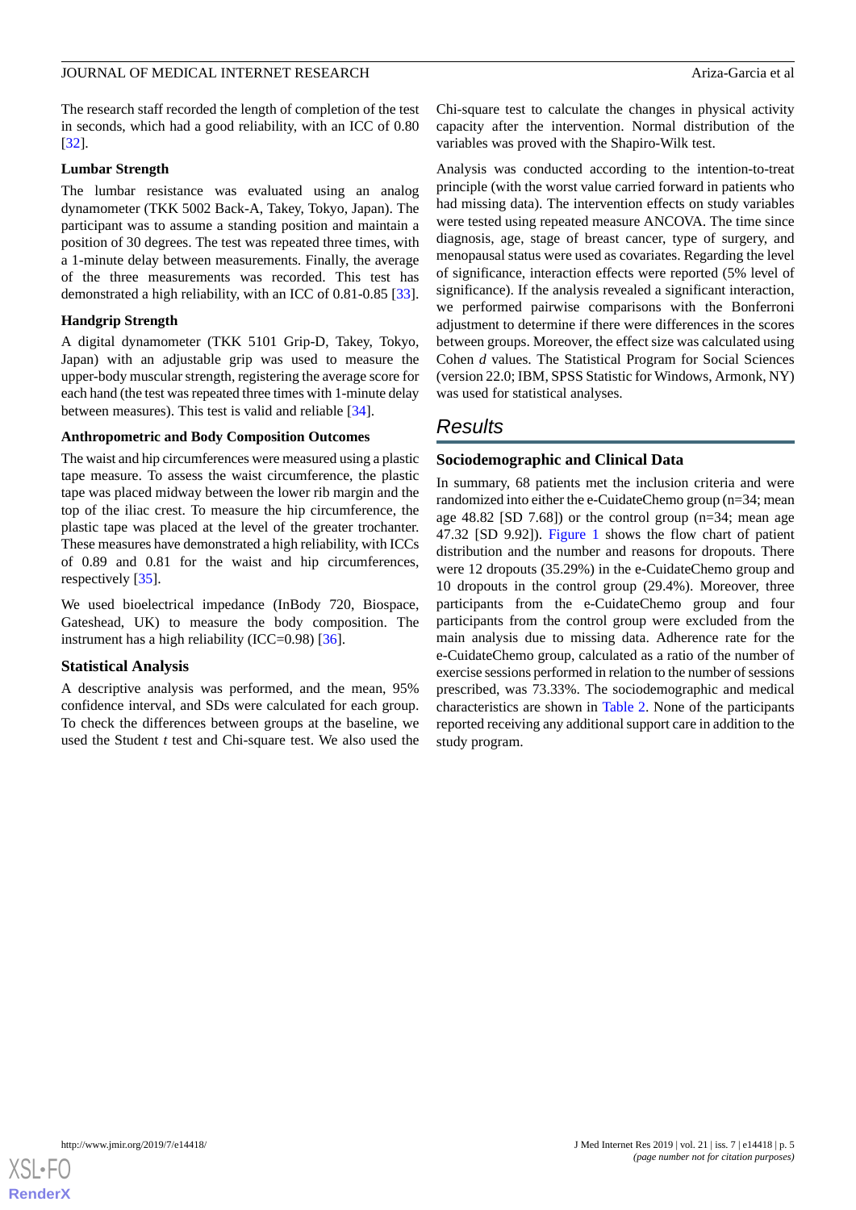The research staff recorded the length of completion of the test in seconds, which had a good reliability, with an ICC of 0.80 [32].

### Lumbar Strength

The lumbar resistance was evaluated using an analog dynamometer (TKK 5002 Back-A, Takey, Tokyo, Japan). The participant was to assume a standing position and maintain a position of 30 degrees. The test was repeated three times, with a 1-minute delay between measurements. Finally, the average of the three measurements was recorded. This test has demonstrated a high reliability, with an ICC of 0.81-0.85 [33].

### Handgrip Strength

A digital dynamometer (TKK 5101 Grip-D, Takey, Tokyo, Japan) with an adjustable grip was used to measure the upper-body muscular strength, registering the average score for each hand (the test was repeated three times with 1-minute delay between measures). This test is valid and reliable [34].

### Anthropometric and Body Composition Outcomes

The waist and hip circumferences were measured using a plastic tape measure. To assess the waist circumference, the plastic tape was placed midway between the lower rib margin and the top of the iliac crest. To measure the hip circumference, the plastic tape was placed at the level of the greater trochanter. These measures have demonstrated a high reliability, with ICCs of 0.89 and 0.81 for the waist and hip circumferences, respectively [35].

We used bioelectrical impedance (InBody 720, Biospace, Gateshead, UK) to measure the body composition. The instrument has a high reliability (ICC=0.98) [36].

## Statistical Analysis

A descriptive analysis was performed, and the mean, 95% confidence interval, and SDs were calculated for each group. To check the differences between groups at the baseline, we used the Student *t* test and Chi-square test. We also used the Chi-square test to calculate the changes in physical activity capacity after the intervention. Normal distribution of the variables was proved with the Shapiro-Wilk test.

Analysis was conducted according to the intention-to-treat principle (with the worst value carried forward in patients who had missing data). The intervention effects on study variables were tested using repeated measure ANCOVA. The time since diagnosis, age, stage of breast cancer, type of surgery, and menopausal status were used as covariates. Regarding the level of significance, interaction effects were reported (5% level of significance). If the analysis revealed a significant interaction, we performed pairwise comparisons with the Bonferroni adjustment to determine if there were differences in the scores between groups. Moreover, the effect size was calculated using Cohen *d* values. The Statistical Program for Social Sciences (version 22.0; IBM, SPSS Statistic for Windows, Armonk, NY) was used for statistical analyses.

# Results

## Sociodemographic and Clinical Data

In summary, 68 patients met the inclusion criteria and were randomized into either the e-CuidateChemo group (n=34; mean age 48.82 [SD 7.68]) or the control group (n=34; mean age 47.32 [SD 9.92]). Figure 1 shows the flow chart of patient distribution and the number and reasons for dropouts. There were 12 dropouts (35.29%) in the e-CuidateChemo group and 10 dropouts in the control group (29.4%). Moreover, three participants from the e-CuidateChemo group and four participants from the control group were excluded from the main analysis due to missing data. Adherence rate for the e-CuidateChemo group, calculated as a ratio of the number of exercise sessions performed in relation to the number of sessions prescribed, was 73.33%. The sociodemographic and medical characteristics are shown in Table 2. None of the participants reported receiving any additional support care in addition to the study program.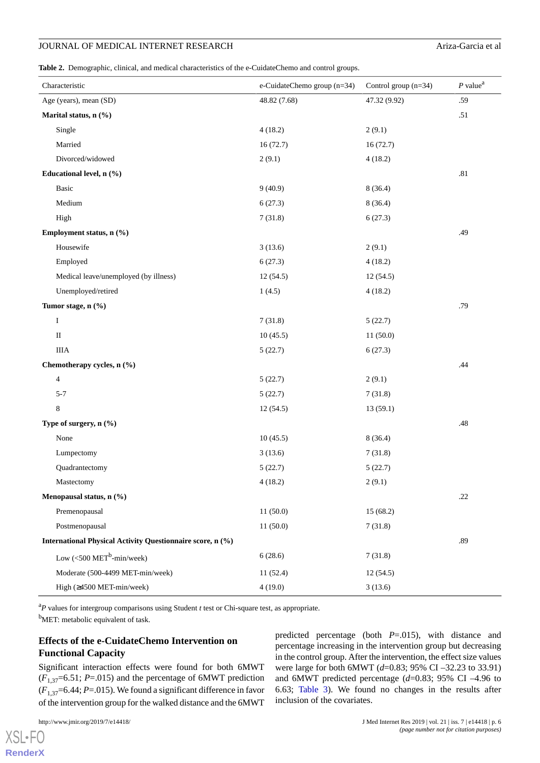**Table 2.** Demographic, clinical, and medical characteristics of the e-CuidateChemo and control groups.

| Characteristic | e-CuidateChemo group (n=34) | Control group (n=34) | *P* value[a] |
|---|---|---|---|
| Age (years), mean (SD) | 48.82 (7.68) | 47.32 (9.92) | .59 |
| **Marital status, n (%)** | | | .51 |
| Single | 4 (18.2) | 2 (9.1) | |
| Married | 16 (72.7) | 16 (72.7) | |
| Divorced/widowed | 2 (9.1) | 4 (18.2) | |
| **Educational level, n (%)** | | | .81 |
| Basic | 9 (40.9) | 8 (36.4) | |
| Medium | 6 (27.3) | 8 (36.4) | |
| High | 7 (31.8) | 6 (27.3) | |
| **Employment status, n (%)** | | | .49 |
| Housewife | 3 (13.6) | 2 (9.1) | |
| Employed | 6 (27.3) | 4 (18.2) | |
| Medical leave/unemployed (by illness) | 12 (54.5) | 12 (54.5) | |
| Unemployed/retired | 1 (4.5) | 4 (18.2) | |
| **Tumor stage, n (%)** | | | .79 |
| I | 7 (31.8) | 5 (22.7) | |
| II | 10 (45.5) | 11 (50.0) | |
| IIIA | 5 (22.7) | 6 (27.3) | |
| **Chemotherapy cycles, n (%)** | | | .44 |
| 4 | 5 (22.7) | 2 (9.1) | |
| 5-7 | 5 (22.7) | 7 (31.8) | |
| 8 | 12 (54.5) | 13 (59.1) | |
| **Type of surgery, n (%)** | | | .48 |
| None | 10 (45.5) | 8 (36.4) | |
| Lumpectomy | 3 (13.6) | 7 (31.8) | |
| Quadrantectomy | 5 (22.7) | 5 (22.7) | |
| Mastectomy | 4 (18.2) | 2 (9.1) | |
| **Menopausal status, n (%)** | | | .22 |
| Premenopausal | 11 (50.0) | 15 (68.2) | |
| Postmenopausal | 11 (50.0) | 7 (31.8) | |
| **International Physical Activity Questionnaire score, n (%)** | | | .89 |
| Low (<500 MET[b]-min/week) | 6 (28.6) | 7 (31.8) | |
| Moderate (500-4499 MET-min/week) | 11 (52.4) | 12 (54.5) | |
| High (≥4500 MET-min/week) | 4 (19.0) | 3 (13.6) | |

[a]*P* values for intergroup comparisons using Student *t* test or Chi-square test, as appropriate.

[b]MET: metabolic equivalent of task.

### Effects of the e-CuidateChemo Intervention on Functional Capacity

Significant interaction effects were found for both 6MWT ($F_{1,37}$=6.51; *P*=.015) and the percentage of 6MWT prediction ($F_{1,37}$=6.44; *P*=.015). We found a significant difference in favor of the intervention group for the walked distance and the 6MWT predicted percentage (both *P*=.015), with distance and percentage increasing in the intervention group but decreasing in the control group. After the intervention, the effect size values were large for both 6MWT (*d*=0.83; 95% CI –32.23 to 33.91) and 6MWT predicted percentage (*d*=0.83; 95% CI –4.96 to 6.63; Table 3). We found no changes in the results after inclusion of the covariates.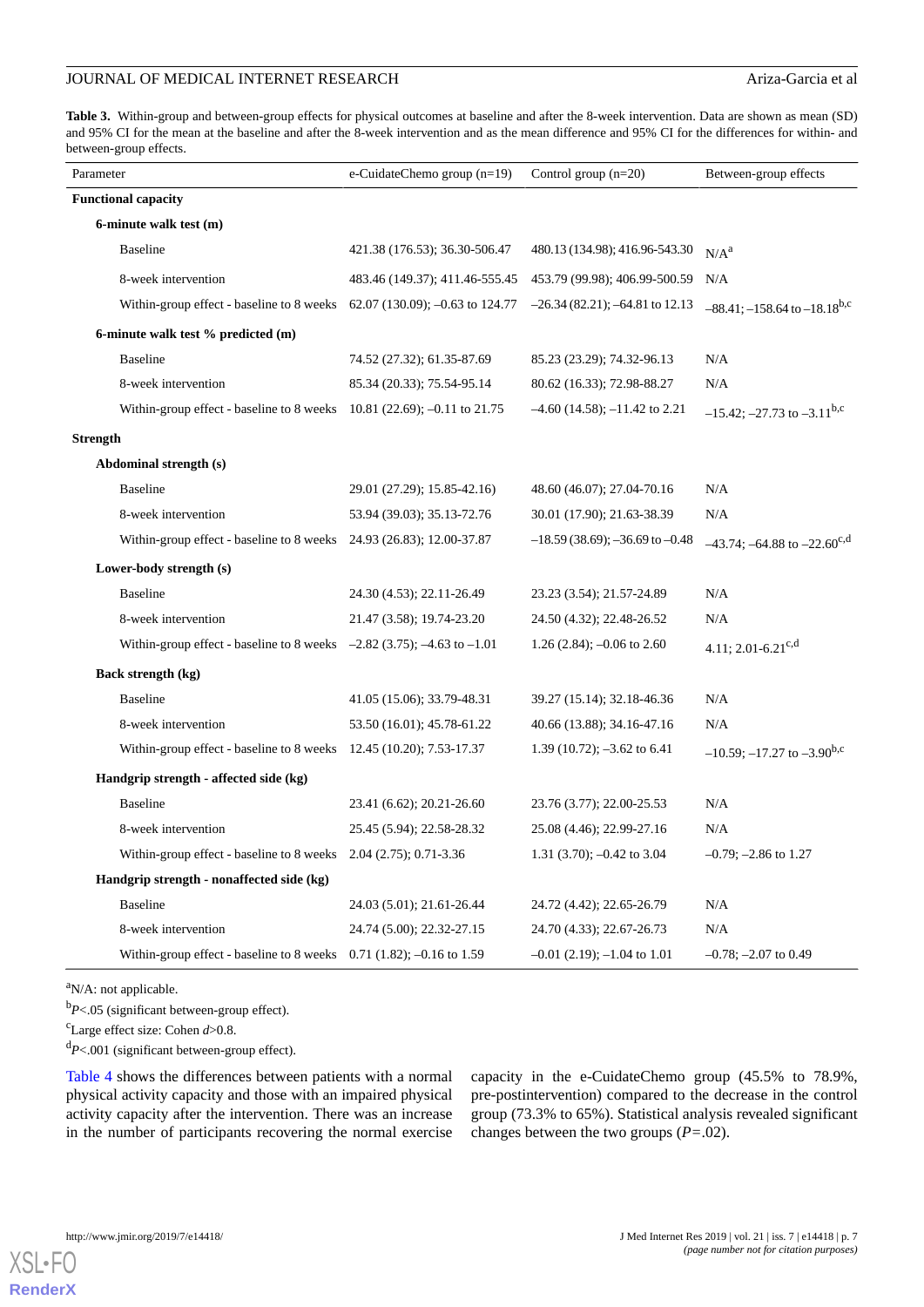**Table 3.** Within-group and between-group effects for physical outcomes at baseline and after the 8-week intervention. Data are shown as mean (SD) and 95% CI for the mean at the baseline and after the 8-week intervention and as the mean difference and 95% CI for the differences for within- and between-group effects.

| Parameter | e-CuidateChemo group (n=19) | Control group (n=20) | Between-group effects |
|---|---|---|---|
| **Functional capacity** | | | |
| **6-minute walk test (m)** | | | |
| Baseline | 421.38 (176.53); 36.30-506.47 | 480.13 (134.98); 416.96-543.30 | N/A[a] |
| 8-week intervention | 483.46 (149.37); 411.46-555.45 | 453.79 (99.98); 406.99-500.59 | N/A |
| Within-group effect - baseline to 8 weeks | 62.07 (130.09); –0.63 to 124.77 | –26.34 (82.21); –64.81 to 12.13 | –88.41; –158.64 to –18.18[b,c] |
| **6-minute walk test % predicted (m)** | | | |
| Baseline | 74.52 (27.32); 61.35-87.69 | 85.23 (23.29); 74.32-96.13 | N/A |
| 8-week intervention | 85.34 (20.33); 75.54-95.14 | 80.62 (16.33); 72.98-88.27 | N/A |
| Within-group effect - baseline to 8 weeks | 10.81 (22.69); –0.11 to 21.75 | –4.60 (14.58); –11.42 to 2.21 | –15.42; –27.73 to –3.11[b,c] |
| **Strength** | | | |
| **Abdominal strength (s)** | | | |
| Baseline | 29.01 (27.29); 15.85-42.16) | 48.60 (46.07); 27.04-70.16 | N/A |
| 8-week intervention | 53.94 (39.03); 35.13-72.76 | 30.01 (17.90); 21.63-38.39 | N/A |
| Within-group effect - baseline to 8 weeks | 24.93 (26.83); 12.00-37.87 | –18.59 (38.69); –36.69 to –0.48 | –43.74; –64.88 to –22.60[c,d] |
| **Lower-body strength (s)** | | | |
| Baseline | 24.30 (4.53); 22.11-26.49 | 23.23 (3.54); 21.57-24.89 | N/A |
| 8-week intervention | 21.47 (3.58); 19.74-23.20 | 24.50 (4.32); 22.48-26.52 | N/A |
| Within-group effect - baseline to 8 weeks | –2.82 (3.75); –4.63 to –1.01 | 1.26 (2.84); –0.06 to 2.60 | 4.11; 2.01-6.21[c,d] |
| **Back strength (kg)** | | | |
| Baseline | 41.05 (15.06); 33.79-48.31 | 39.27 (15.14); 32.18-46.36 | N/A |
| 8-week intervention | 53.50 (16.01); 45.78-61.22 | 40.66 (13.88); 34.16-47.16 | N/A |
| Within-group effect - baseline to 8 weeks | 12.45 (10.20); 7.53-17.37 | 1.39 (10.72); –3.62 to 6.41 | –10.59; –17.27 to –3.90[b,c] |
| **Handgrip strength - affected side (kg)** | | | |
| Baseline | 23.41 (6.62); 20.21-26.60 | 23.76 (3.77); 22.00-25.53 | N/A |
| 8-week intervention | 25.45 (5.94); 22.58-28.32 | 25.08 (4.46); 22.99-27.16 | N/A |
| Within-group effect - baseline to 8 weeks | 2.04 (2.75); 0.71-3.36 | 1.31 (3.70); –0.42 to 3.04 | –0.79; –2.86 to 1.27 |
| **Handgrip strength - nonaffected side (kg)** | | | |
| Baseline | 24.03 (5.01); 21.61-26.44 | 24.72 (4.42); 22.65-26.79 | N/A |
| 8-week intervention | 24.74 (5.00); 22.32-27.15 | 24.70 (4.33); 22.67-26.73 | N/A |
| Within-group effect - baseline to 8 weeks | 0.71 (1.82); –0.16 to 1.59 | –0.01 (2.19); –1.04 to 1.01 | –0.78; –2.07 to 0.49 |

[a]N/A: not applicable.

[b]$P<.05$ (significant between-group effect).

[c]Large effect size: Cohen $d>0.8$.

[d]$P<.001$ (significant between-group effect).

Table 4 shows the differences between patients with a normal physical activity capacity and those with an impaired physical activity capacity after the intervention. There was an increase in the number of participants recovering the normal exercise capacity in the e-CuidateChemo group (45.5% to 78.9%, pre-postintervention) compared to the decrease in the control group (73.3% to 65%). Statistical analysis revealed significant changes between the two groups ($P=.02$).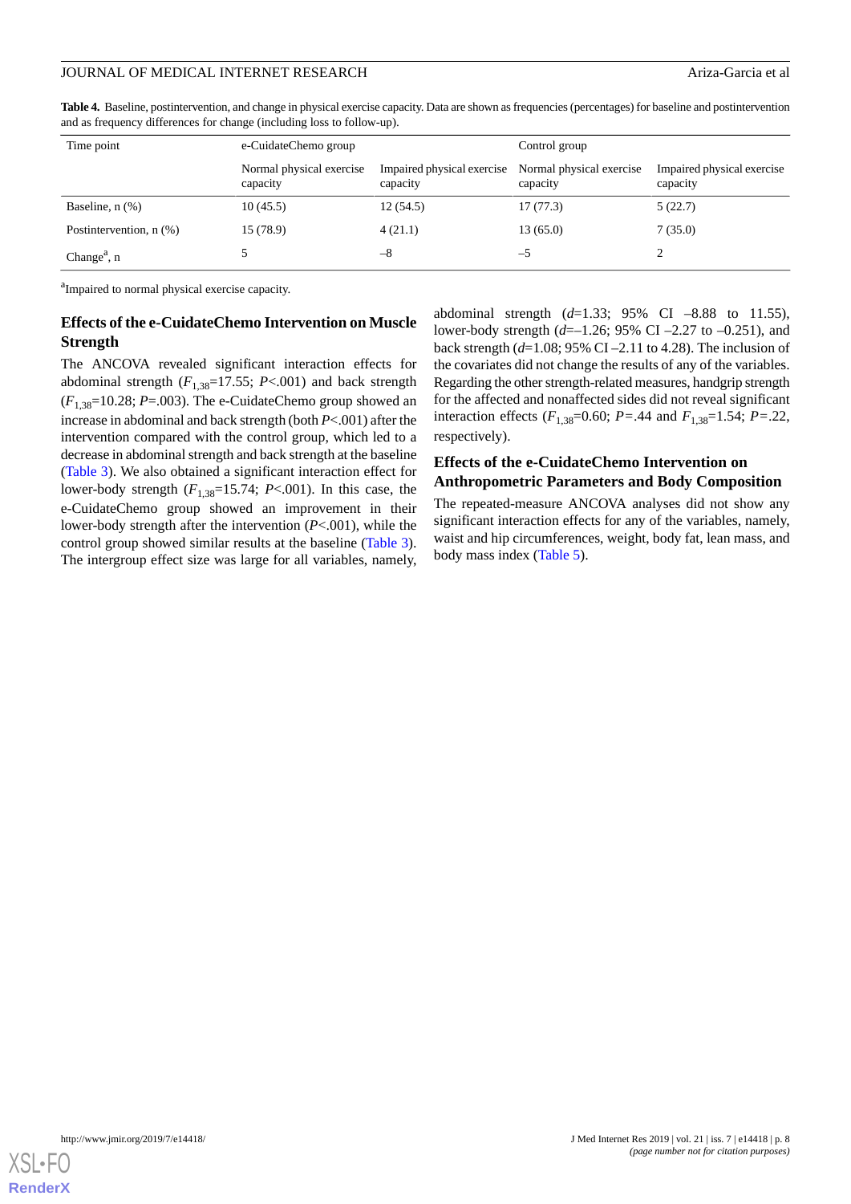**Table 4.** Baseline, postintervention, and change in physical exercise capacity. Data are shown as frequencies (percentages) for baseline and postintervention and as frequency differences for change (including loss to follow-up).

| Time point | e-CuidateChemo group | | Control group | |
|---|---|---|---|---|
| | Normal physical exercise capacity | Impaired physical exercise capacity | Normal physical exercise capacity | Impaired physical exercise capacity |
| Baseline, n (%) | 10 (45.5) | 12 (54.5) | 17 (77.3) | 5 (22.7) |
| Postintervention, n (%) | 15 (78.9) | 4 (21.1) | 13 (65.0) | 7 (35.0) |
| Change[a], n | 5 | –8 | –5 | 2 |

[a]Impaired to normal physical exercise capacity.

### Effects of the e-CuidateChemo Intervention on Muscle Strength

The ANCOVA revealed significant interaction effects for abdominal strength ($F_{1,38}$=17.55; $P$<.001) and back strength ($F_{1,38}$=10.28; $P$=.003). The e-CuidateChemo group showed an increase in abdominal and back strength (both $P$<.001) after the intervention compared with the control group, which led to a decrease in abdominal strength and back strength at the baseline (Table 3). We also obtained a significant interaction effect for lower-body strength ($F_{1,38}$=15.74; $P$<.001). In this case, the e-CuidateChemo group showed an improvement in their lower-body strength after the intervention ($P$<.001), while the control group showed similar results at the baseline (Table 3). The intergroup effect size was large for all variables, namely, abdominal strength ($d$=1.33; 95% CI –8.88 to 11.55), lower-body strength ($d$=–1.26; 95% CI –2.27 to –0.251), and back strength ($d$=1.08; 95% CI –2.11 to 4.28). The inclusion of the covariates did not change the results of any of the variables. Regarding the other strength-related measures, handgrip strength for the affected and nonaffected sides did not reveal significant interaction effects ($F_{1,38}$=0.60; $P$=.44 and $F_{1,38}$=1.54; $P$=.22, respectively).

### Effects of the e-CuidateChemo Intervention on Anthropometric Parameters and Body Composition

The repeated-measure ANCOVA analyses did not show any significant interaction effects for any of the variables, namely, waist and hip circumferences, weight, body fat, lean mass, and body mass index (Table 5).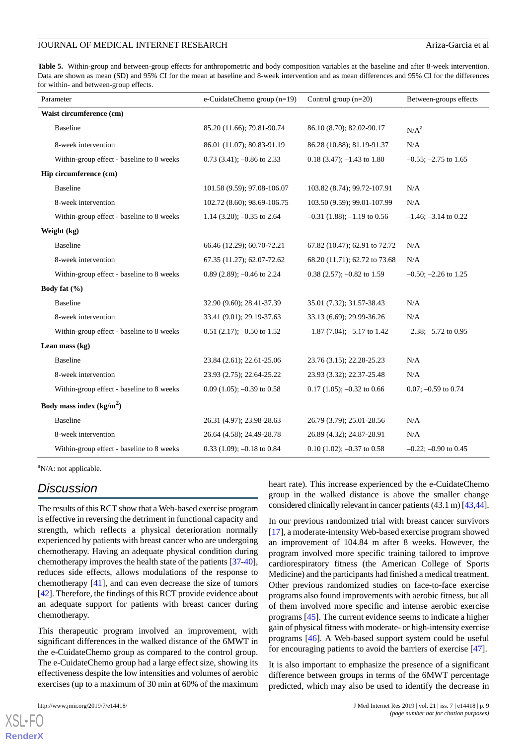**Table 5.** Within-group and between-group effects for anthropometric and body composition variables at the baseline and after 8-week intervention. Data are shown as mean (SD) and 95% CI for the mean at baseline and 8-week intervention and as mean differences and 95% CI for the differences for within- and between-group effects.

| Parameter | e-CuidateChemo group (n=19) | Control group (n=20) | Between-groups effects |
|---|---|---|---|
| **Waist circumference (cm)** | | | |
| Baseline | 85.20 (11.66); 79.81-90.74 | 86.10 (8.70); 82.02-90.17 | N/A[a] |
| 8-week intervention | 86.01 (11.07); 80.83-91.19 | 86.28 (10.88); 81.19-91.37 | N/A |
| Within-group effect - baseline to 8 weeks | 0.73 (3.41); –0.86 to 2.33 | 0.18 (3.47); –1.43 to 1.80 | –0.55; –2.75 to 1.65 |
| **Hip circumference (cm)** | | | |
| Baseline | 101.58 (9.59); 97.08-106.07 | 103.82 (8.74); 99.72-107.91 | N/A |
| 8-week intervention | 102.72 (8.60); 98.69-106.75 | 103.50 (9.59); 99.01-107.99 | N/A |
| Within-group effect - baseline to 8 weeks | 1.14 (3.20); –0.35 to 2.64 | –0.31 (1.88); –1.19 to 0.56 | –1.46; –3.14 to 0.22 |
| **Weight (kg)** | | | |
| Baseline | 66.46 (12.29); 60.70-72.21 | 67.82 (10.47); 62.91 to 72.72 | N/A |
| 8-week intervention | 67.35 (11.27); 62.07-72.62 | 68.20 (11.71); 62.72 to 73.68 | N/A |
| Within-group effect - baseline to 8 weeks | 0.89 (2.89); –0.46 to 2.24 | 0.38 (2.57); –0.82 to 1.59 | –0.50; –2.26 to 1.25 |
| **Body fat (%)** | | | |
| Baseline | 32.90 (9.60); 28.41-37.39 | 35.01 (7.32); 31.57-38.43 | N/A |
| 8-week intervention | 33.41 (9.01); 29.19-37.63 | 33.13 (6.69); 29.99-36.26 | N/A |
| Within-group effect - baseline to 8 weeks | 0.51 (2.17); –0.50 to 1.52 | –1.87 (7.04); –5.17 to 1.42 | –2.38; –5.72 to 0.95 |
| **Lean mass (kg)** | | | |
| Baseline | 23.84 (2.61); 22.61-25.06 | 23.76 (3.15); 22.28-25.23 | N/A |
| 8-week intervention | 23.93 (2.75); 22.64-25.22 | 23.93 (3.32); 22.37-25.48 | N/A |
| Within-group effect - baseline to 8 weeks | 0.09 (1.05); –0.39 to 0.58 | 0.17 (1.05); –0.32 to 0.66 | 0.07; –0.59 to 0.74 |
| **Body mass index (kg/m$^2$)** | | | |
| Baseline | 26.31 (4.97); 23.98-28.63 | 26.79 (3.79); 25.01-28.56 | N/A |
| 8-week intervention | 26.64 (4.58); 24.49-28.78 | 26.89 (4.32); 24.87-28.91 | N/A |
| Within-group effect - baseline to 8 weeks | 0.33 (1.09); –0.18 to 0.84 | 0.10 (1.02); –0.37 to 0.58 | –0.22; –0.90 to 0.45 |

[a]N/A: not applicable.

## Discussion

The results of this RCT show that a Web-based exercise program is effective in reversing the detriment in functional capacity and strength, which reflects a physical deterioration normally experienced by patients with breast cancer who are undergoing chemotherapy. Having an adequate physical condition during chemotherapy improves the health state of the patients [37-40], reduces side effects, allows modulations of the response to chemotherapy [41], and can even decrease the size of tumors [42]. Therefore, the findings of this RCT provide evidence about an adequate support for patients with breast cancer during chemotherapy.

This therapeutic program involved an improvement, with significant differences in the walked distance of the 6MWT in the e-CuidateChemo group as compared to the control group. The e-CuidateChemo group had a large effect size, showing its effectiveness despite the low intensities and volumes of aerobic exercises (up to a maximum of 30 min at 60% of the maximum heart rate). This increase experienced by the e-CuidateChemo group in the walked distance is above the smaller change considered clinically relevant in cancer patients (43.1 m) [43,44].

In our previous randomized trial with breast cancer survivors [17], a moderate-intensity Web-based exercise program showed an improvement of 104.84 m after 8 weeks. However, the program involved more specific training tailored to improve cardiorespiratory fitness (the American College of Sports Medicine) and the participants had finished a medical treatment. Other previous randomized studies on face-to-face exercise programs also found improvements with aerobic fitness, but all of them involved more specific and intense aerobic exercise programs [45]. The current evidence seems to indicate a higher gain of physical fitness with moderate- or high-intensity exercise programs [46]. A Web-based support system could be useful for encouraging patients to avoid the barriers of exercise [47].

It is also important to emphasize the presence of a significant difference between groups in terms of the 6MWT percentage predicted, which may also be used to identify the decrease in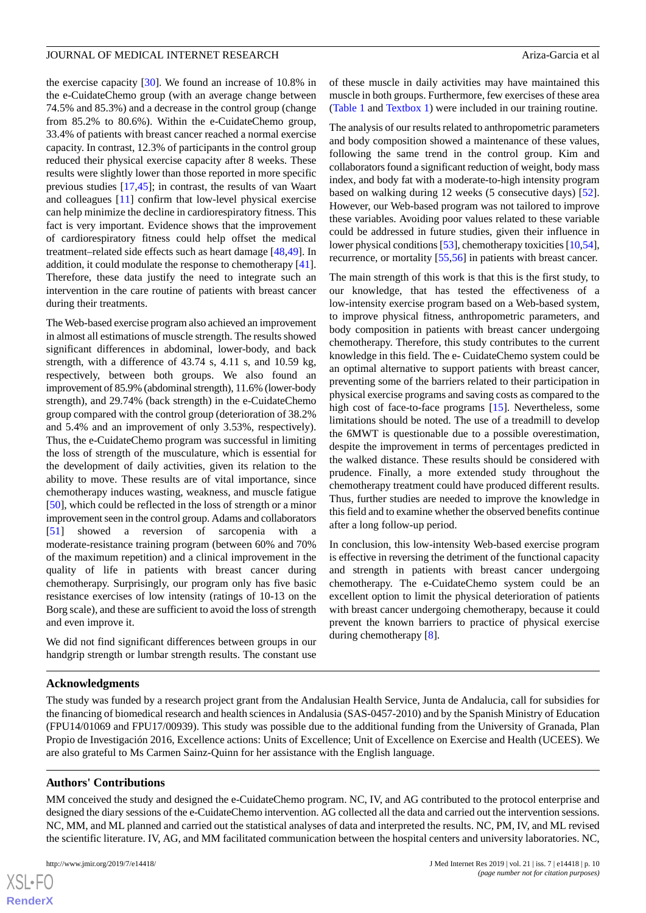the exercise capacity [30]. We found an increase of 10.8% in the e-CuidateChemo group (with an average change between 74.5% and 85.3%) and a decrease in the control group (change from 85.2% to 80.6%). Within the e-CuidateChemo group, 33.4% of patients with breast cancer reached a normal exercise capacity. In contrast, 12.3% of participants in the control group reduced their physical exercise capacity after 8 weeks. These results were slightly lower than those reported in more specific previous studies [17,45]; in contrast, the results of van Waart and colleagues [11] confirm that low-level physical exercise can help minimize the decline in cardiorespiratory fitness. This fact is very important. Evidence shows that the improvement of cardiorespiratory fitness could help offset the medical treatment–related side effects such as heart damage [48,49]. In addition, it could modulate the response to chemotherapy [41]. Therefore, these data justify the need to integrate such an intervention in the care routine of patients with breast cancer during their treatments.

The Web-based exercise program also achieved an improvement in almost all estimations of muscle strength. The results showed significant differences in abdominal, lower-body, and back strength, with a difference of 43.74 s, 4.11 s, and 10.59 kg, respectively, between both groups. We also found an improvement of 85.9% (abdominal strength), 11.6% (lower-body strength), and 29.74% (back strength) in the e-CuidateChemo group compared with the control group (deterioration of 38.2% and 5.4% and an improvement of only 3.53%, respectively). Thus, the e-CuidateChemo program was successful in limiting the loss of strength of the musculature, which is essential for the development of daily activities, given its relation to the ability to move. These results are of vital importance, since chemotherapy induces wasting, weakness, and muscle fatigue [50], which could be reflected in the loss of strength or a minor improvement seen in the control group. Adams and collaborators [51] showed a reversion of sarcopenia with a moderate-resistance training program (between 60% and 70% of the maximum repetition) and a clinical improvement in the quality of life in patients with breast cancer during chemotherapy. Surprisingly, our program only has five basic resistance exercises of low intensity (ratings of 10-13 on the Borg scale), and these are sufficient to avoid the loss of strength and even improve it.

We did not find significant differences between groups in our handgrip strength or lumbar strength results. The constant use of these muscle in daily activities may have maintained this muscle in both groups. Furthermore, few exercises of these area (Table 1 and Textbox 1) were included in our training routine.

The analysis of our results related to anthropometric parameters and body composition showed a maintenance of these values, following the same trend in the control group. Kim and collaborators found a significant reduction of weight, body mass index, and body fat with a moderate-to-high intensity program based on walking during 12 weeks (5 consecutive days) [52]. However, our Web-based program was not tailored to improve these variables. Avoiding poor values related to these variable could be addressed in future studies, given their influence in lower physical conditions [53], chemotherapy toxicities [10,54], recurrence, or mortality [55,56] in patients with breast cancer.

The main strength of this work is that this is the first study, to our knowledge, that has tested the effectiveness of a low-intensity exercise program based on a Web-based system, to improve physical fitness, anthropometric parameters, and body composition in patients with breast cancer undergoing chemotherapy. Therefore, this study contributes to the current knowledge in this field. The e- CuidateChemo system could be an optimal alternative to support patients with breast cancer, preventing some of the barriers related to their participation in physical exercise programs and saving costs as compared to the high cost of face-to-face programs [15]. Nevertheless, some limitations should be noted. The use of a treadmill to develop the 6MWT is questionable due to a possible overestimation, despite the improvement in terms of percentages predicted in the walked distance. These results should be considered with prudence. Finally, a more extended study throughout the chemotherapy treatment could have produced different results. Thus, further studies are needed to improve the knowledge in this field and to examine whether the observed benefits continue after a long follow-up period.

In conclusion, this low-intensity Web-based exercise program is effective in reversing the detriment of the functional capacity and strength in patients with breast cancer undergoing chemotherapy. The e-CuidateChemo system could be an excellent option to limit the physical deterioration of patients with breast cancer undergoing chemotherapy, because it could prevent the known barriers to practice of physical exercise during chemotherapy [8].

## Acknowledgments

The study was funded by a research project grant from the Andalusian Health Service, Junta de Andalucia, call for subsidies for the financing of biomedical research and health sciences in Andalusia (SAS-0457-2010) and by the Spanish Ministry of Education (FPU14/01069 and FPU17/00939). This study was possible due to the additional funding from the University of Granada, Plan Propio de Investigación 2016, Excellence actions: Units of Excellence; Unit of Excellence on Exercise and Health (UCEES). We are also grateful to Ms Carmen Sainz-Quinn for her assistance with the English language.

## Authors' Contributions

MM conceived the study and designed the e-CuidateChemo program. NC, IV, and AG contributed to the protocol enterprise and designed the diary sessions of the e-CuidateChemo intervention. AG collected all the data and carried out the intervention sessions. NC, MM, and ML planned and carried out the statistical analyses of data and interpreted the results. NC, PM, IV, and ML revised the scientific literature. IV, AG, and MM facilitated communication between the hospital centers and university laboratories. NC,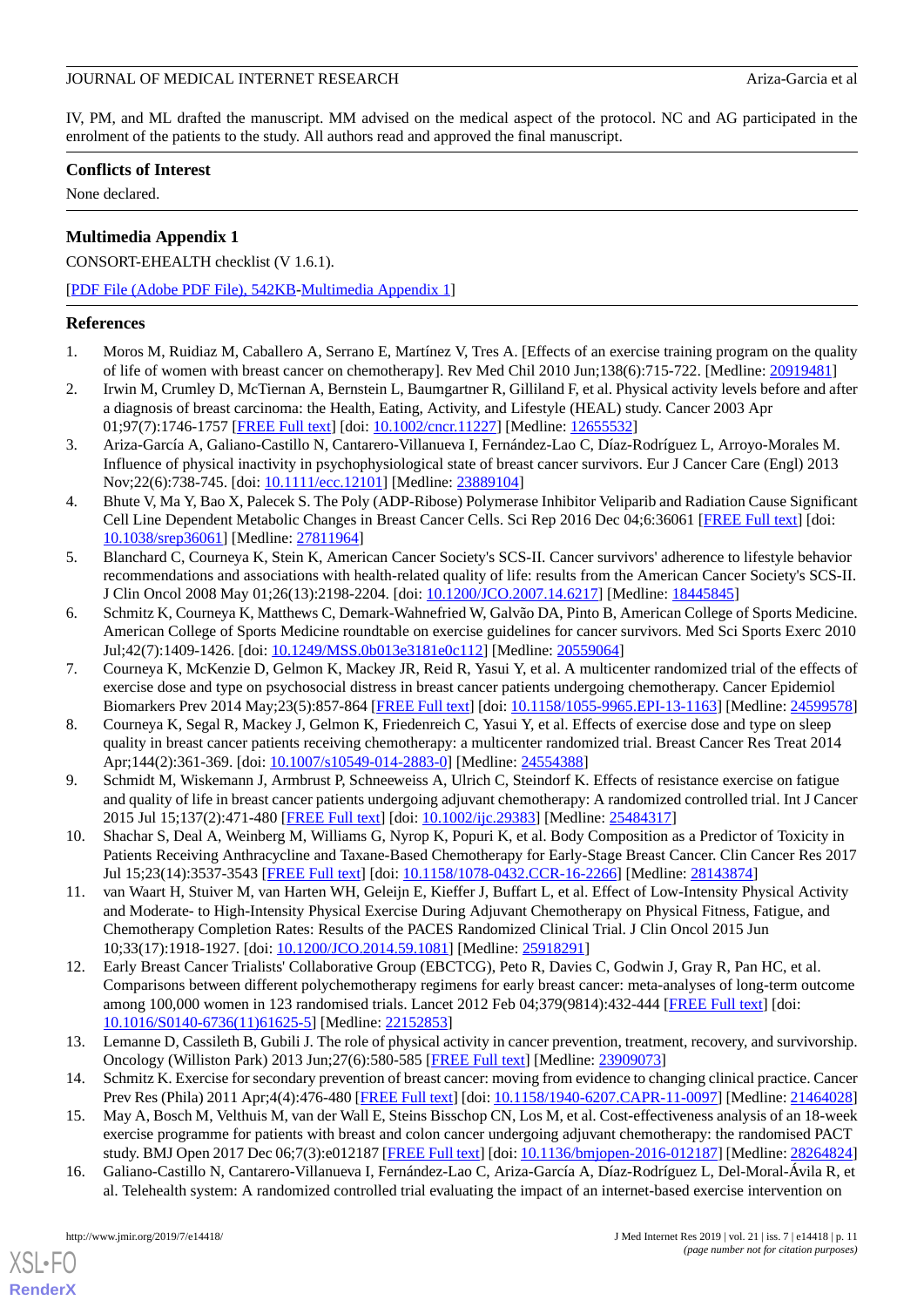IV, PM, and ML drafted the manuscript. MM advised on the medical aspect of the protocol. NC and AG participated in the enrolment of the patients to the study. All authors read and approved the final manuscript.

## Conflicts of Interest

None declared.

## Multimedia Appendix 1

CONSORT-EHEALTH checklist (V 1.6.1).

[PDF File (Adobe PDF File), 542KB-Multimedia Appendix 1]

## References

1. Moros M, Ruidiaz M, Caballero A, Serrano E, Martínez V, Tres A. [Effects of an exercise training program on the quality of life of women with breast cancer on chemotherapy]. Rev Med Chil 2010 Jun;138(6):715-722. [Medline: 20919481]
2. Irwin M, Crumley D, McTiernan A, Bernstein L, Baumgartner R, Gilliland F, et al. Physical activity levels before and after a diagnosis of breast carcinoma: the Health, Eating, Activity, and Lifestyle (HEAL) study. Cancer 2003 Apr 01;97(7):1746-1757 [FREE Full text] [doi: 10.1002/cncr.11227] [Medline: 12655532]
3. Ariza-García A, Galiano-Castillo N, Cantarero-Villanueva I, Fernández-Lao C, Díaz-Rodríguez L, Arroyo-Morales M. Influence of physical inactivity in psychophysiological state of breast cancer survivors. Eur J Cancer Care (Engl) 2013 Nov;22(6):738-745. [doi: 10.1111/ecc.12101] [Medline: 23889104]
4. Bhute V, Ma Y, Bao X, Palecek S. The Poly (ADP-Ribose) Polymerase Inhibitor Veliparib and Radiation Cause Significant Cell Line Dependent Metabolic Changes in Breast Cancer Cells. Sci Rep 2016 Dec 04;6:36061 [FREE Full text] [doi: 10.1038/srep36061] [Medline: 27811964]
5. Blanchard C, Courneya K, Stein K, American Cancer Society's SCS-II. Cancer survivors' adherence to lifestyle behavior recommendations and associations with health-related quality of life: results from the American Cancer Society's SCS-II. J Clin Oncol 2008 May 01;26(13):2198-2204. [doi: 10.1200/JCO.2007.14.6217] [Medline: 18445845]
6. Schmitz K, Courneya K, Matthews C, Demark-Wahnefried W, Galvão DA, Pinto B, American College of Sports Medicine. American College of Sports Medicine roundtable on exercise guidelines for cancer survivors. Med Sci Sports Exerc 2010 Jul;42(7):1409-1426. [doi: 10.1249/MSS.0b013e3181e0c112] [Medline: 20559064]
7. Courneya K, McKenzie D, Gelmon K, Mackey JR, Reid R, Yasui Y, et al. A multicenter randomized trial of the effects of exercise dose and type on psychosocial distress in breast cancer patients undergoing chemotherapy. Cancer Epidemiol Biomarkers Prev 2014 May;23(5):857-864 [FREE Full text] [doi: 10.1158/1055-9965.EPI-13-1163] [Medline: 24599578]
8. Courneya K, Segal R, Mackey J, Gelmon K, Friedenreich C, Yasui Y, et al. Effects of exercise dose and type on sleep quality in breast cancer patients receiving chemotherapy: a multicenter randomized trial. Breast Cancer Res Treat 2014 Apr;144(2):361-369. [doi: 10.1007/s10549-014-2883-0] [Medline: 24554388]
9. Schmidt M, Wiskemann J, Armbrust P, Schneeweiss A, Ulrich C, Steindorf K. Effects of resistance exercise on fatigue and quality of life in breast cancer patients undergoing adjuvant chemotherapy: A randomized controlled trial. Int J Cancer 2015 Jul 15;137(2):471-480 [FREE Full text] [doi: 10.1002/ijc.29383] [Medline: 25484317]
10. Shachar S, Deal A, Weinberg M, Williams G, Nyrop K, Popuri K, et al. Body Composition as a Predictor of Toxicity in Patients Receiving Anthracycline and Taxane-Based Chemotherapy for Early-Stage Breast Cancer. Clin Cancer Res 2017 Jul 15;23(14):3537-3543 [FREE Full text] [doi: 10.1158/1078-0432.CCR-16-2266] [Medline: 28143874]
11. van Waart H, Stuiver M, van Harten WH, Geleijn E, Kieffer J, Buffart L, et al. Effect of Low-Intensity Physical Activity and Moderate- to High-Intensity Physical Exercise During Adjuvant Chemotherapy on Physical Fitness, Fatigue, and Chemotherapy Completion Rates: Results of the PACES Randomized Clinical Trial. J Clin Oncol 2015 Jun 10;33(17):1918-1927. [doi: 10.1200/JCO.2014.59.1081] [Medline: 25918291]
12. Early Breast Cancer Trialists' Collaborative Group (EBCTCG), Peto R, Davies C, Godwin J, Gray R, Pan HC, et al. Comparisons between different polychemotherapy regimens for early breast cancer: meta-analyses of long-term outcome among 100,000 women in 123 randomised trials. Lancet 2012 Feb 04;379(9814):432-444 [FREE Full text] [doi: 10.1016/S0140-6736(11)61625-5] [Medline: 22152853]
13. Lemanne D, Cassileth B, Gubili J. The role of physical activity in cancer prevention, treatment, recovery, and survivorship. Oncology (Williston Park) 2013 Jun;27(6):580-585 [FREE Full text] [Medline: 23909073]
14. Schmitz K. Exercise for secondary prevention of breast cancer: moving from evidence to changing clinical practice. Cancer Prev Res (Phila) 2011 Apr;4(4):476-480 [FREE Full text] [doi: 10.1158/1940-6207.CAPR-11-0097] [Medline: 21464028]
15. May A, Bosch M, Velthuis M, van der Wall E, Steins Bisschop CN, Los M, et al. Cost-effectiveness analysis of an 18-week exercise programme for patients with breast and colon cancer undergoing adjuvant chemotherapy: the randomised PACT study. BMJ Open 2017 Dec 06;7(3):e012187 [FREE Full text] [doi: 10.1136/bmjopen-2016-012187] [Medline: 28264824]
16. Galiano-Castillo N, Cantarero-Villanueva I, Fernández-Lao C, Ariza-García A, Díaz-Rodríguez L, Del-Moral-Ávila R, et al. Telehealth system: A randomized controlled trial evaluating the impact of an internet-based exercise intervention on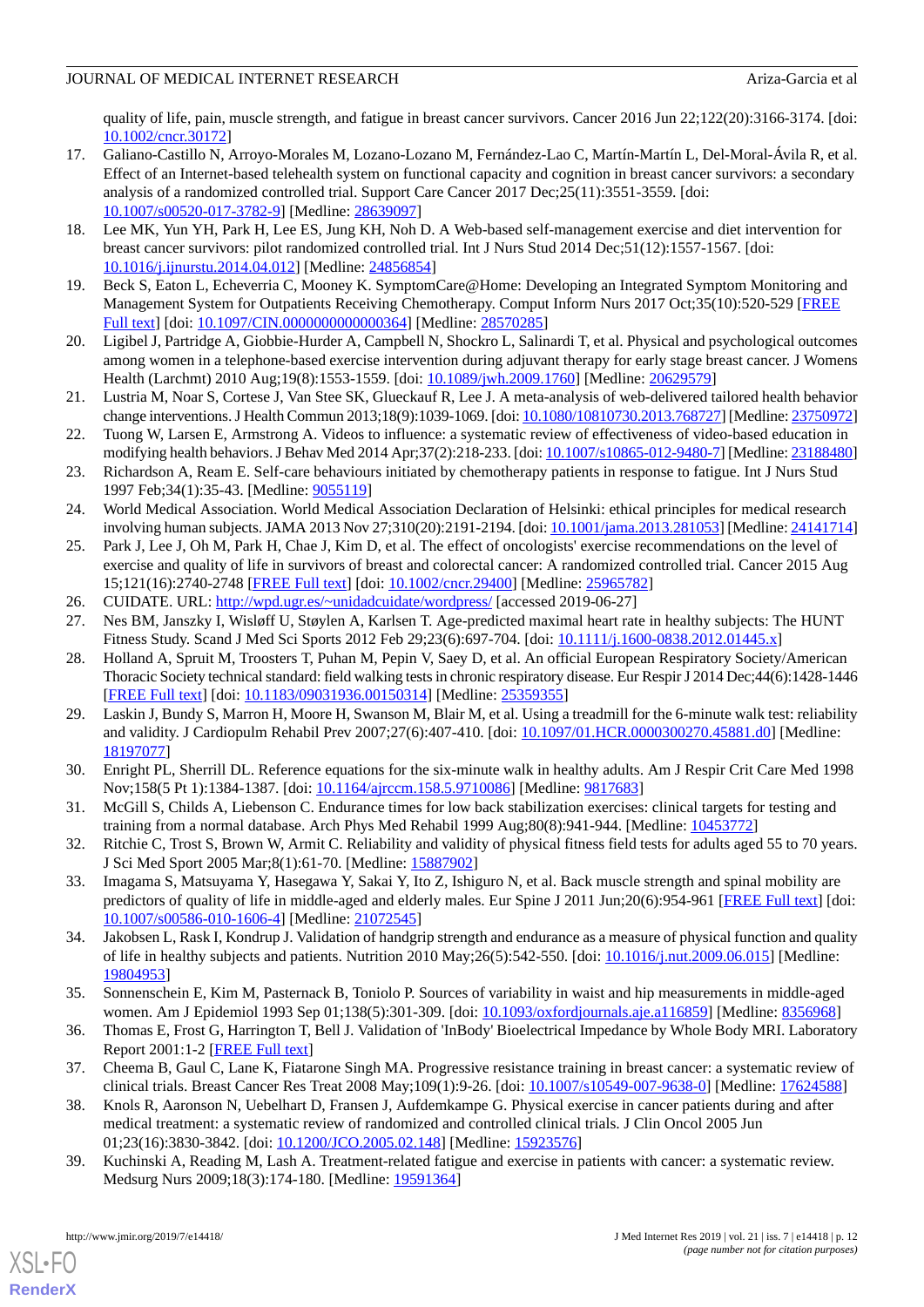quality of life, pain, muscle strength, and fatigue in breast cancer survivors. Cancer 2016 Jun 22;122(20):3166-3174. [doi: 10.1002/cncr.30172]

17. Galiano-Castillo N, Arroyo-Morales M, Lozano-Lozano M, Fernández-Lao C, Martín-Martín L, Del-Moral-Ávila R, et al. Effect of an Internet-based telehealth system on functional capacity and cognition in breast cancer survivors: a secondary analysis of a randomized controlled trial. Support Care Cancer 2017 Dec;25(11):3551-3559. [doi: 10.1007/s00520-017-3782-9] [Medline: 28639097]
18. Lee MK, Yun YH, Park H, Lee ES, Jung KH, Noh D. A Web-based self-management exercise and diet intervention for breast cancer survivors: pilot randomized controlled trial. Int J Nurs Stud 2014 Dec;51(12):1557-1567. [doi: 10.1016/j.ijnurstu.2014.04.012] [Medline: 24856854]
19. Beck S, Eaton L, Echeverria C, Mooney K. SymptomCare@Home: Developing an Integrated Symptom Monitoring and Management System for Outpatients Receiving Chemotherapy. Comput Inform Nurs 2017 Oct;35(10):520-529 [FREE Full text] [doi: 10.1097/CIN.0000000000000364] [Medline: 28570285]
20. Ligibel J, Partridge A, Giobbie-Hurder A, Campbell N, Shockro L, Salinardi T, et al. Physical and psychological outcomes among women in a telephone-based exercise intervention during adjuvant therapy for early stage breast cancer. J Womens Health (Larchmt) 2010 Aug;19(8):1553-1559. [doi: 10.1089/jwh.2009.1760] [Medline: 20629579]
21. Lustria M, Noar S, Cortese J, Van Stee SK, Glueckauf R, Lee J. A meta-analysis of web-delivered tailored health behavior change interventions. J Health Commun 2013;18(9):1039-1069. [doi: 10.1080/10810730.2013.768727] [Medline: 23750972]
22. Tuong W, Larsen E, Armstrong A. Videos to influence: a systematic review of effectiveness of video-based education in modifying health behaviors. J Behav Med 2014 Apr;37(2):218-233. [doi: 10.1007/s10865-012-9480-7] [Medline: 23188480]
23. Richardson A, Ream E. Self-care behaviours initiated by chemotherapy patients in response to fatigue. Int J Nurs Stud 1997 Feb;34(1):35-43. [Medline: 9055119]
24. World Medical Association. World Medical Association Declaration of Helsinki: ethical principles for medical research involving human subjects. JAMA 2013 Nov 27;310(20):2191-2194. [doi: 10.1001/jama.2013.281053] [Medline: 24141714]
25. Park J, Lee J, Oh M, Park H, Chae J, Kim D, et al. The effect of oncologists' exercise recommendations on the level of exercise and quality of life in survivors of breast and colorectal cancer: A randomized controlled trial. Cancer 2015 Aug 15;121(16):2740-2748 [FREE Full text] [doi: 10.1002/cncr.29400] [Medline: 25965782]
26. CUIDATE. URL: http://wpd.ugr.es/~unidadcuidate/wordpress/ [accessed 2019-06-27]
27. Nes BM, Janszky I, Wisløff U, Støylen A, Karlsen T. Age-predicted maximal heart rate in healthy subjects: The HUNT Fitness Study. Scand J Med Sci Sports 2012 Feb 29;23(6):697-704. [doi: 10.1111/j.1600-0838.2012.01445.x]
28. Holland A, Spruit M, Troosters T, Puhan M, Pepin V, Saey D, et al. An official European Respiratory Society/American Thoracic Society technical standard: field walking tests in chronic respiratory disease. Eur Respir J 2014 Dec;44(6):1428-1446 [FREE Full text] [doi: 10.1183/09031936.00150314] [Medline: 25359355]
29. Laskin J, Bundy S, Marron H, Moore H, Swanson M, Blair M, et al. Using a treadmill for the 6-minute walk test: reliability and validity. J Cardiopulm Rehabil Prev 2007;27(6):407-410. [doi: 10.1097/01.HCR.0000300270.45881.d0] [Medline: 18197077]
30. Enright PL, Sherrill DL. Reference equations for the six-minute walk in healthy adults. Am J Respir Crit Care Med 1998 Nov;158(5 Pt 1):1384-1387. [doi: 10.1164/ajrccm.158.5.9710086] [Medline: 9817683]
31. McGill S, Childs A, Liebenson C. Endurance times for low back stabilization exercises: clinical targets for testing and training from a normal database. Arch Phys Med Rehabil 1999 Aug;80(8):941-944. [Medline: 10453772]
32. Ritchie C, Trost S, Brown W, Armit C. Reliability and validity of physical fitness field tests for adults aged 55 to 70 years. J Sci Med Sport 2005 Mar;8(1):61-70. [Medline: 15887902]
33. Imagama S, Matsuyama Y, Hasegawa Y, Sakai Y, Ito Z, Ishiguro N, et al. Back muscle strength and spinal mobility are predictors of quality of life in middle-aged and elderly males. Eur Spine J 2011 Jun;20(6):954-961 [FREE Full text] [doi: 10.1007/s00586-010-1606-4] [Medline: 21072545]
34. Jakobsen L, Rask I, Kondrup J. Validation of handgrip strength and endurance as a measure of physical function and quality of life in healthy subjects and patients. Nutrition 2010 May;26(5):542-550. [doi: 10.1016/j.nut.2009.06.015] [Medline: 19804953]
35. Sonnenschein E, Kim M, Pasternack B, Toniolo P. Sources of variability in waist and hip measurements in middle-aged women. Am J Epidemiol 1993 Sep 01;138(5):301-309. [doi: 10.1093/oxfordjournals.aje.a116859] [Medline: 8356968]
36. Thomas E, Frost G, Harrington T, Bell J. Validation of 'InBody' Bioelectrical Impedance by Whole Body MRI. Laboratory Report 2001:1-2 [FREE Full text]
37. Cheema B, Gaul C, Lane K, Fiatarone Singh MA. Progressive resistance training in breast cancer: a systematic review of clinical trials. Breast Cancer Res Treat 2008 May;109(1):9-26. [doi: 10.1007/s10549-007-9638-0] [Medline: 17624588]
38. Knols R, Aaronson N, Uebelhart D, Fransen J, Aufdemkampe G. Physical exercise in cancer patients during and after medical treatment: a systematic review of randomized and controlled clinical trials. J Clin Oncol 2005 Jun 01;23(16):3830-3842. [doi: 10.1200/JCO.2005.02.148] [Medline: 15923576]
39. Kuchinski A, Reading M, Lash A. Treatment-related fatigue and exercise in patients with cancer: a systematic review. Medsurg Nurs 2009;18(3):174-180. [Medline: 19591364]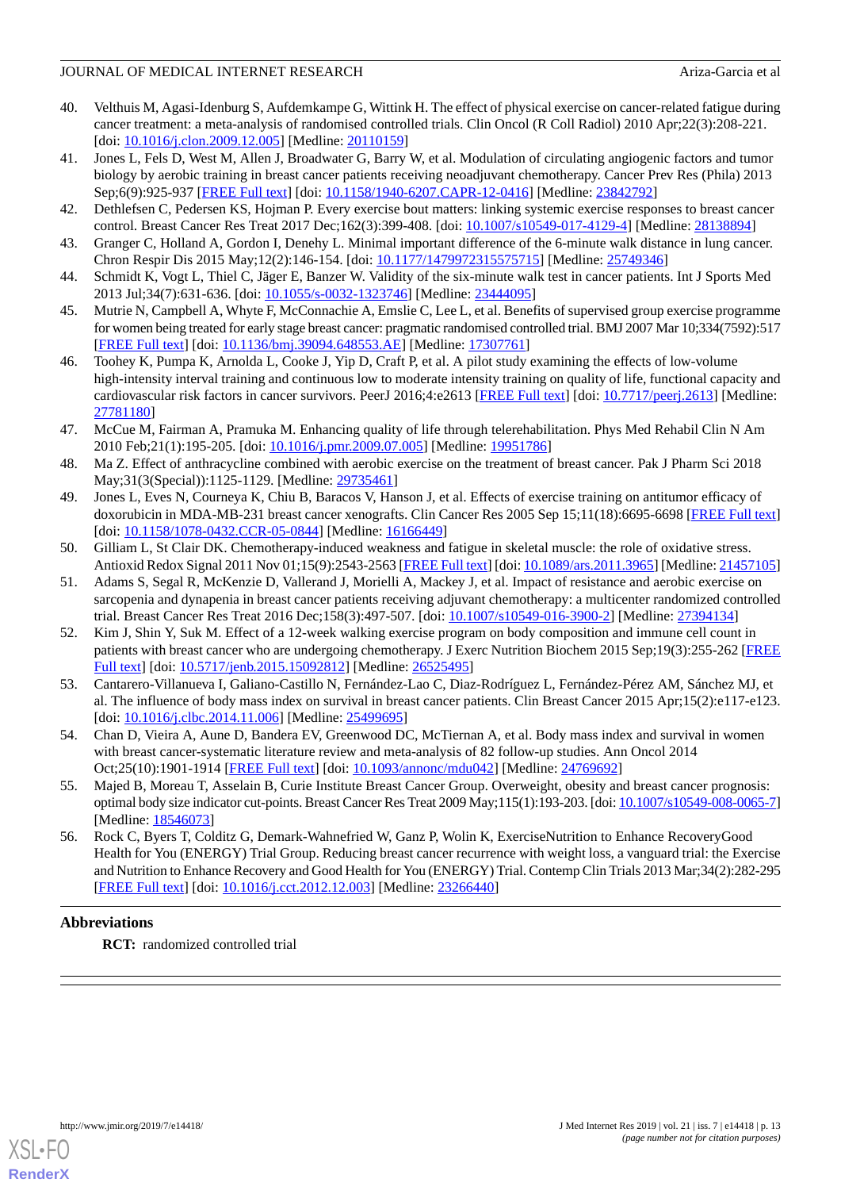40. Velthuis M, Agasi-Idenburg S, Aufdemkampe G, Wittink H. The effect of physical exercise on cancer-related fatigue during cancer treatment: a meta-analysis of randomised controlled trials. Clin Oncol (R Coll Radiol) 2010 Apr;22(3):208-221. [doi: 10.1016/j.clon.2009.12.005] [Medline: 20110159]
41. Jones L, Fels D, West M, Allen J, Broadwater G, Barry W, et al. Modulation of circulating angiogenic factors and tumor biology by aerobic training in breast cancer patients receiving neoadjuvant chemotherapy. Cancer Prev Res (Phila) 2013 Sep;6(9):925-937 [FREE Full text] [doi: 10.1158/1940-6207.CAPR-12-0416] [Medline: 23842792]
42. Dethlefsen C, Pedersen KS, Hojman P. Every exercise bout matters: linking systemic exercise responses to breast cancer control. Breast Cancer Res Treat 2017 Dec;162(3):399-408. [doi: 10.1007/s10549-017-4129-4] [Medline: 28138894]
43. Granger C, Holland A, Gordon I, Denehy L. Minimal important difference of the 6-minute walk distance in lung cancer. Chron Respir Dis 2015 May;12(2):146-154. [doi: 10.1177/1479972315575715] [Medline: 25749346]
44. Schmidt K, Vogt L, Thiel C, Jäger E, Banzer W. Validity of the six-minute walk test in cancer patients. Int J Sports Med 2013 Jul;34(7):631-636. [doi: 10.1055/s-0032-1323746] [Medline: 23444095]
45. Mutrie N, Campbell A, Whyte F, McConnachie A, Emslie C, Lee L, et al. Benefits of supervised group exercise programme for women being treated for early stage breast cancer: pragmatic randomised controlled trial. BMJ 2007 Mar 10;334(7592):517 [FREE Full text] [doi: 10.1136/bmj.39094.648553.AE] [Medline: 17307761]
46. Toohey K, Pumpa K, Arnolda L, Cooke J, Yip D, Craft P, et al. A pilot study examining the effects of low-volume high-intensity interval training and continuous low to moderate intensity training on quality of life, functional capacity and cardiovascular risk factors in cancer survivors. PeerJ 2016;4:e2613 [FREE Full text] [doi: 10.7717/peerj.2613] [Medline: 27781180]
47. McCue M, Fairman A, Pramuka M. Enhancing quality of life through telerehabilitation. Phys Med Rehabil Clin N Am 2010 Feb;21(1):195-205. [doi: 10.1016/j.pmr.2009.07.005] [Medline: 19951786]
48. Ma Z. Effect of anthracycline combined with aerobic exercise on the treatment of breast cancer. Pak J Pharm Sci 2018 May;31(3(Special)):1125-1129. [Medline: 29735461]
49. Jones L, Eves N, Courneya K, Chiu B, Baracos V, Hanson J, et al. Effects of exercise training on antitumor efficacy of doxorubicin in MDA-MB-231 breast cancer xenografts. Clin Cancer Res 2005 Sep 15;11(18):6695-6698 [FREE Full text] [doi: 10.1158/1078-0432.CCR-05-0844] [Medline: 16166449]
50. Gilliam L, St Clair DK. Chemotherapy-induced weakness and fatigue in skeletal muscle: the role of oxidative stress. Antioxid Redox Signal 2011 Nov 01;15(9):2543-2563 [FREE Full text] [doi: 10.1089/ars.2011.3965] [Medline: 21457105]
51. Adams S, Segal R, McKenzie D, Vallerand J, Morielli A, Mackey J, et al. Impact of resistance and aerobic exercise on sarcopenia and dynapenia in breast cancer patients receiving adjuvant chemotherapy: a multicenter randomized controlled trial. Breast Cancer Res Treat 2016 Dec;158(3):497-507. [doi: 10.1007/s10549-016-3900-2] [Medline: 27394134]
52. Kim J, Shin Y, Suk M. Effect of a 12-week walking exercise program on body composition and immune cell count in patients with breast cancer who are undergoing chemotherapy. J Exerc Nutrition Biochem 2015 Sep;19(3):255-262 [FREE Full text] [doi: 10.5717/jenb.2015.15092812] [Medline: 26525495]
53. Cantarero-Villanueva I, Galiano-Castillo N, Fernández-Lao C, Diaz-Rodríguez L, Fernández-Pérez AM, Sánchez MJ, et al. The influence of body mass index on survival in breast cancer patients. Clin Breast Cancer 2015 Apr;15(2):e117-e123. [doi: 10.1016/j.clbc.2014.11.006] [Medline: 25499695]
54. Chan D, Vieira A, Aune D, Bandera EV, Greenwood DC, McTiernan A, et al. Body mass index and survival in women with breast cancer-systematic literature review and meta-analysis of 82 follow-up studies. Ann Oncol 2014 Oct;25(10):1901-1914 [FREE Full text] [doi: 10.1093/annonc/mdu042] [Medline: 24769692]
55. Majed B, Moreau T, Asselain B, Curie Institute Breast Cancer Group. Overweight, obesity and breast cancer prognosis: optimal body size indicator cut-points. Breast Cancer Res Treat 2009 May;115(1):193-203. [doi: 10.1007/s10549-008-0065-7] [Medline: 18546073]
56. Rock C, Byers T, Colditz G, Demark-Wahnefried W, Ganz P, Wolin K, ExerciseNutrition to Enhance RecoveryGood Health for You (ENERGY) Trial Group. Reducing breast cancer recurrence with weight loss, a vanguard trial: the Exercise and Nutrition to Enhance Recovery and Good Health for You (ENERGY) Trial. Contemp Clin Trials 2013 Mar;34(2):282-295 [FREE Full text] [doi: 10.1016/j.cct.2012.12.003] [Medline: 23266440]

## Abbreviations

**RCT:** randomized controlled trial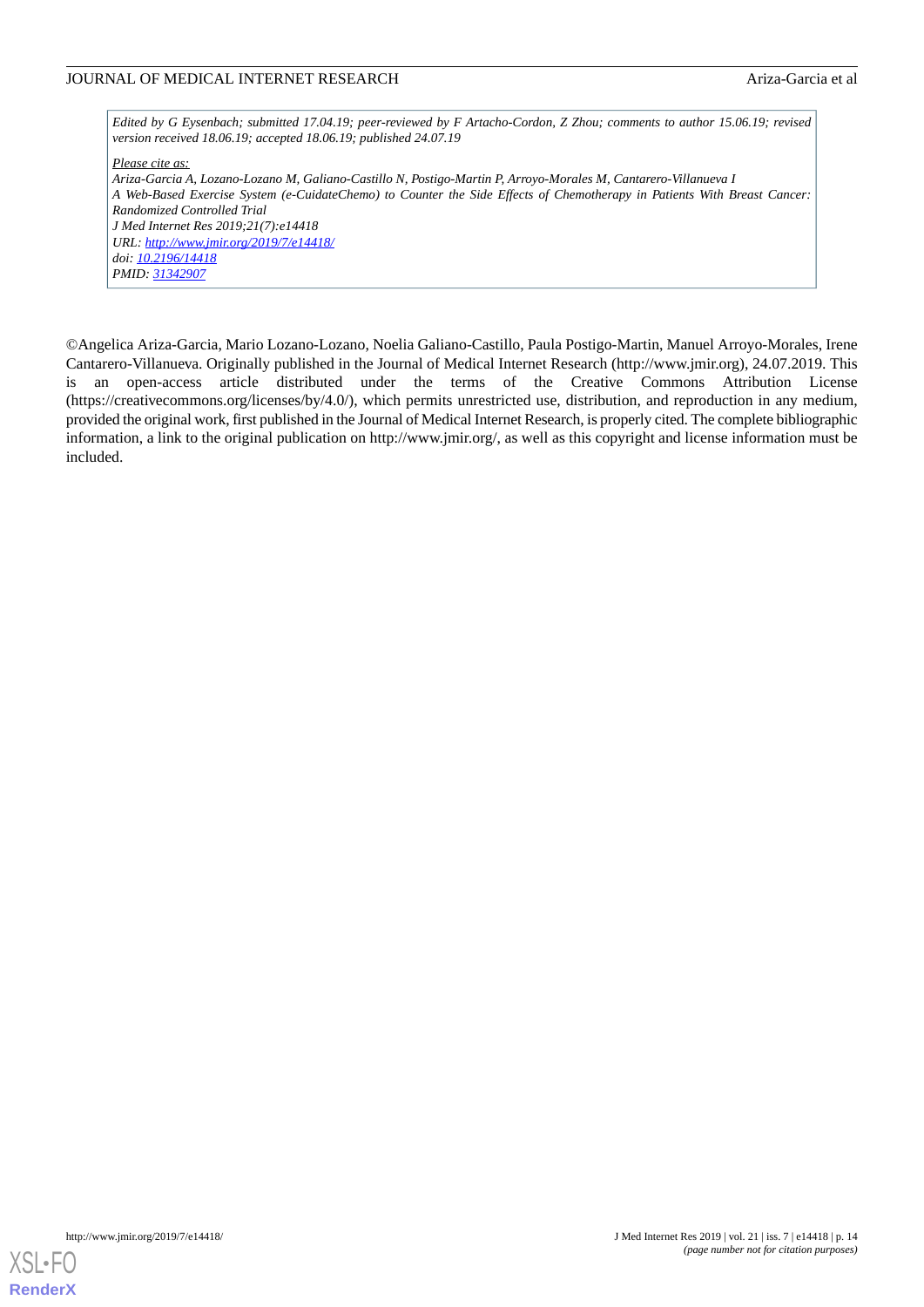*Edited by G Eysenbach; submitted 17.04.19; peer-reviewed by F Artacho-Cordon, Z Zhou; comments to author 15.06.19; revised version received 18.06.19; accepted 18.06.19; published 24.07.19*

*Please cite as:*
*Ariza-Garcia A, Lozano-Lozano M, Galiano-Castillo N, Postigo-Martin P, Arroyo-Morales M, Cantarero-Villanueva I*
*A Web-Based Exercise System (e-CuidateChemo) to Counter the Side Effects of Chemotherapy in Patients With Breast Cancer: Randomized Controlled Trial*
*J Med Internet Res 2019;21(7):e14418*
*URL: http://www.jmir.org/2019/7/e14418/*
*doi: 10.2196/14418*
*PMID: 31342907*

©Angelica Ariza-Garcia, Mario Lozano-Lozano, Noelia Galiano-Castillo, Paula Postigo-Martin, Manuel Arroyo-Morales, Irene Cantarero-Villanueva. Originally published in the Journal of Medical Internet Research (http://www.jmir.org), 24.07.2019. This is an open-access article distributed under the terms of the Creative Commons Attribution License (https://creativecommons.org/licenses/by/4.0/), which permits unrestricted use, distribution, and reproduction in any medium, provided the original work, first published in the Journal of Medical Internet Research, is properly cited. The complete bibliographic information, a link to the original publication on http://www.jmir.org/, as well as this copyright and license information must be included.